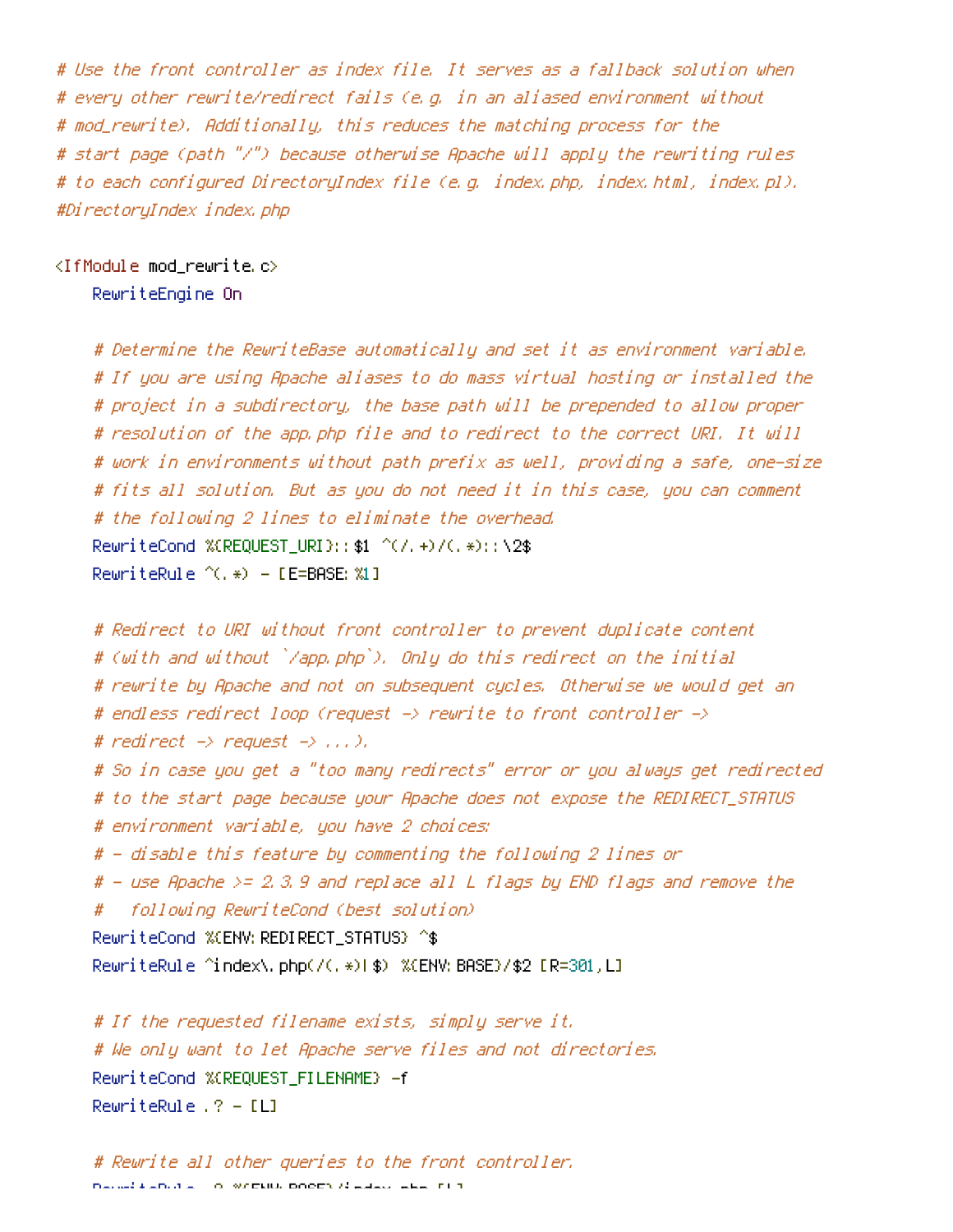```
# Use the front controller as index file. It serves as a fallback solution when
# every other rewrite/redirect fails (e.g. in an aliased environment without
# mod_rewrite). Additionally, this reduces the matching process for the
# start page (path "/") because otherwise Apache will apply the rewriting rules
# to each configured DirectoryIndex file (e.g. index.php, index.html, index.pl).
#DirectoryIndex index.php

<IfModule mod_rewrite.c>
    RewriteEngine On

    # Determine the RewriteBase automatically and set it as environment variable.
    # If you are using Apache aliases to do mass virtual hosting or installed the
    # project in a subdirectory, the base path will be prepended to allow proper
    # resolution of the app.php file and to redirect to the correct URI. It will
    # work in environments without path prefix as well, providing a safe, one-size
    # fits all solution. But as you do not need it in this case, you can comment
    # the following 2 lines to eliminate the overhead.
    RewriteCond %{REQUEST_URI}::$1 ^(/.+)/(.*)::\2$
    RewriteRule ^(.*) - [E=BASE:%1]

    # Redirect to URI without front controller to prevent duplicate content
    # (with and without `/app.php`). Only do this redirect on the initial
    # rewrite by Apache and not on subsequent cycles. Otherwise we would get an
    # endless redirect loop (request -> rewrite to front controller ->
    # redirect -> request -> ...).
    # So in case you get a "too many redirects" error or you always get redirected
    # to the start page because your Apache does not expose the REDIRECT_STATUS
    # environment variable, you have 2 choices:
    # - disable this feature by commenting the following 2 lines or
    # - use Apache >= 2.3.9 and replace all L flags by END flags and remove the
    #   following RewriteCond (best solution)
    RewriteCond %{ENV:REDIRECT_STATUS} ^$
    RewriteRule ^index\.php(/(.*)|$) %{ENV:BASE}/$2 [R=301,L]

    # If the requested filename exists, simply serve it.
    # We only want to let Apache serve files and not directories.
    RewriteCond %{REQUEST_FILENAME} -f
    RewriteRule .? - [L]

    # Rewrite all other queries to the front controller.
    RewriteRule .? %{ENV:BASE}/index.php [L]
```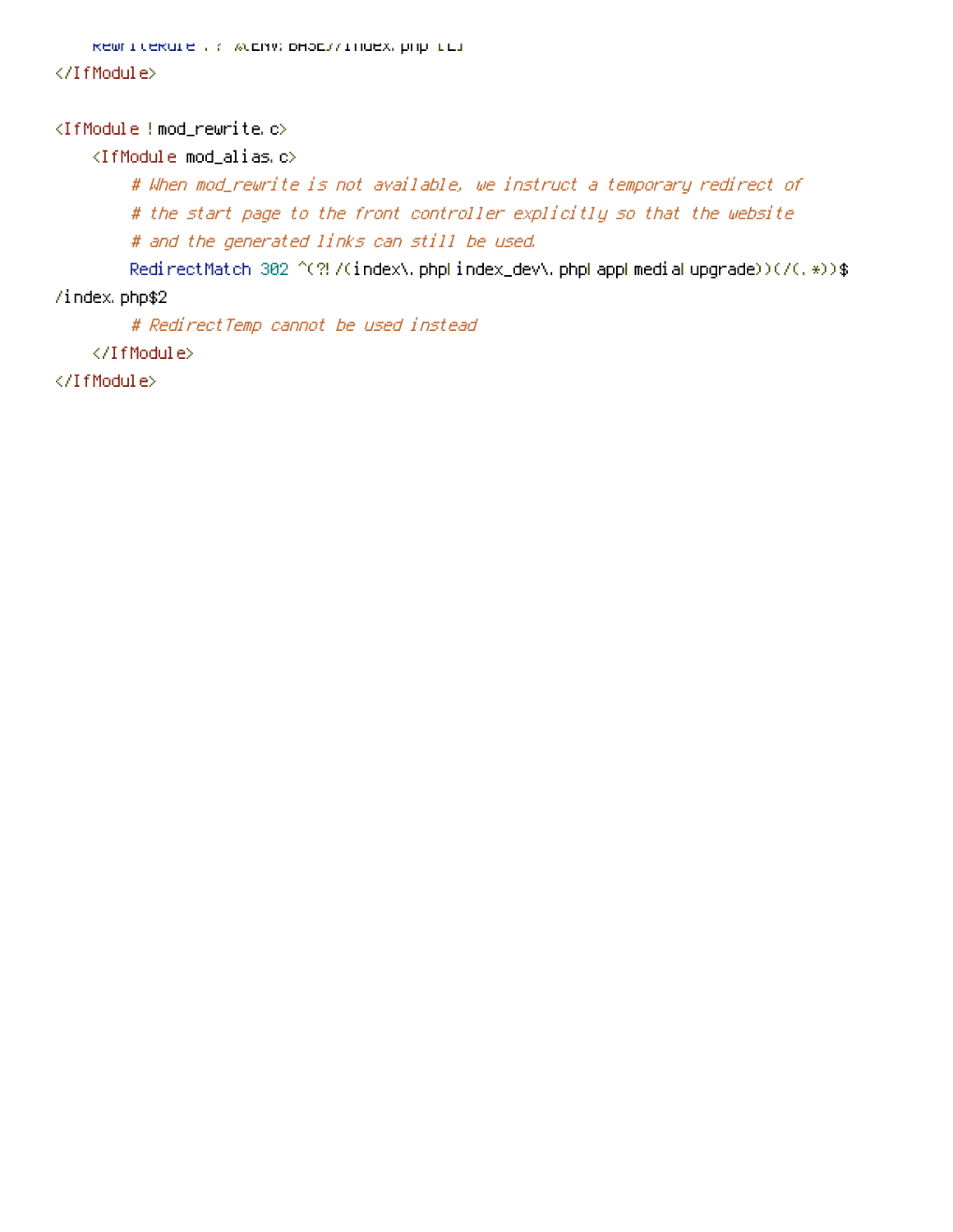```
    RewriteRule .? %{ENV:BASE}/index.php [L]
</IfModule>

<IfModule !mod_rewrite.c>
    <IfModule mod_alias.c>
        # When mod_rewrite is not available, we instruct a temporary redirect of
        # the start page to the front controller explicitly so that the website
        # and the generated links can still be used.
        RedirectMatch 302 ^(?!/(index\.php|index_dev\.php|app|media|upgrade))(/(.*))$
/index.php$2
        # RedirectTemp cannot be used instead
    </IfModule>
</IfModule>
```